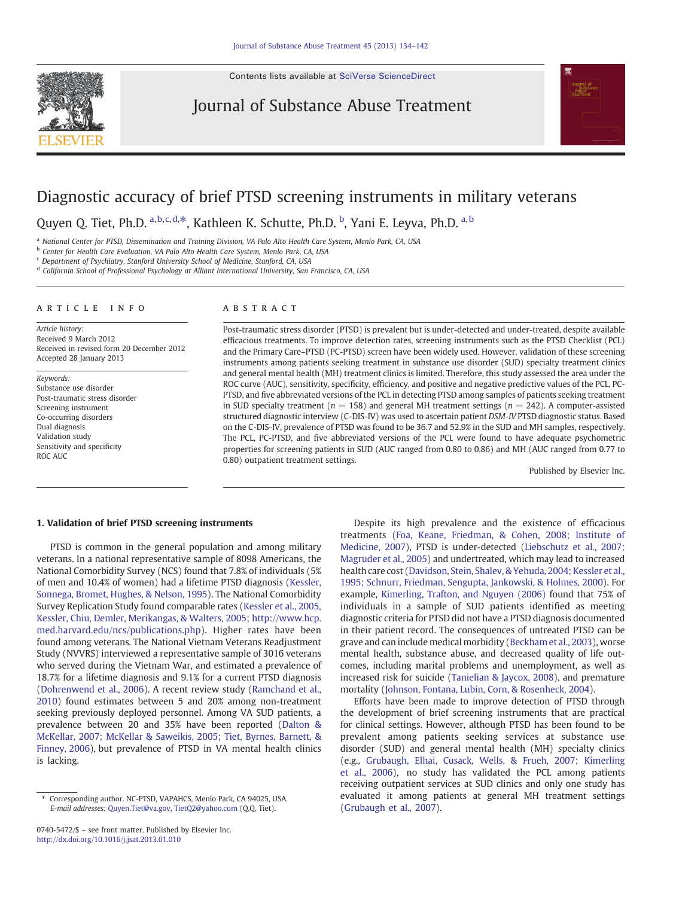# Diagnostic accuracy of brief PTSD screening instruments in military veterans

Quyen Q. Tiet, Ph.D. [a,b,c,d,*], Kathleen K. Schutte, Ph.D. [b], Yani E. Leyva, Ph.D. [a,b]

[a] National Center for PTSD, Dissemination and Training Division, VA Palo Alto Health Care System, Menlo Park, CA, USA
[b] Center for Health Care Evaluation, VA Palo Alto Health Care System, Menlo Park, CA, USA
[c] Department of Psychiatry, Stanford University School of Medicine, Stanford, CA, USA
[d] California School of Professional Psychology at Alliant International University, San Francisco, CA, USA

## ARTICLE INFO

*Article history:*
Received 9 March 2012
Received in revised form 20 December 2012
Accepted 28 January 2013

*Keywords:*
Substance use disorder
Post-traumatic stress disorder
Screening instrument
Co-occurring disorders
Dual diagnosis
Validation study
Sensitivity and specificity
ROC AUC

## ABSTRACT

Post-traumatic stress disorder (PTSD) is prevalent but is under-detected and under-treated, despite available efficacious treatments. To improve detection rates, screening instruments such as the PTSD Checklist (PCL) and the Primary Care–PTSD (PC-PTSD) screen have been widely used. However, validation of these screening instruments among patients seeking treatment in substance use disorder (SUD) specialty treatment clinics and general mental health (MH) treatment clinics is limited. Therefore, this study assessed the area under the ROC curve (AUC), sensitivity, specificity, efficiency, and positive and negative predictive values of the PCL, PC-PTSD, and five abbreviated versions of the PCL in detecting PTSD among samples of patients seeking treatment in SUD specialty treatment ($n = 158$) and general mental health treatment settings ($n = 242$). A computer-assisted structured diagnostic interview (C-DIS-IV) was used to ascertain patient *DSM-IV* PTSD diagnostic status. Based on the C-DIS-IV, prevalence of PTSD was found to be 36.7 and 52.9% in the SUD and MH samples, respectively. The PCL, PC-PTSD, and five abbreviated versions of the PCL were found to have adequate psychometric properties for screening patients in SUD (AUC ranged from 0.80 to 0.86) and MH (AUC ranged from 0.77 to 0.80) outpatient treatment settings.

Published by Elsevier Inc.

## 1. Validation of brief PTSD screening instruments

PTSD is common in the general population and among military veterans. In a national representative sample of 8098 Americans, the National Comorbidity Survey (NCS) found that 7.8% of individuals (5% of men and 10.4% of women) had a lifetime PTSD diagnosis (Kessler, Sonnega, Bromet, Hughes, & Nelson, 1995). The National Comorbidity Survey Replication Study found comparable rates (Kessler et al., 2005, Kessler, Chiu, Demler, Merikangas, & Walters, 2005; http://www.hcp.med.harvard.edu/ncs/publications.php). Higher rates have been found among veterans. The National Vietnam Veterans Readjustment Study (NVVRS) interviewed a representative sample of 3016 veterans who served during the Vietnam War, and estimated a prevalence of 18.7% for a lifetime diagnosis and 9.1% for a current PTSD diagnosis (Dohrenwend et al., 2006). A recent review study (Ramchand et al., 2010) found estimates between 5 and 20% among non-treatment seeking previously deployed personnel. Among VA SUD patients, a prevalence between 20 and 35% have been reported (Dalton & McKellar, 2007; McKellar & Saweikis, 2005; Tiet, Byrnes, Barnett, & Finney, 2006), but prevalence of PTSD in VA mental health clinics is lacking.

Despite its high prevalence and the existence of efficacious treatments (Foa, Keane, Friedman, & Cohen, 2008; Institute of Medicine, 2007), PTSD is under-detected (Liebschutz et al., 2007; Magruder et al., 2005) and undertreated, which may lead to increased health care cost (Davidson, Stein, Shalev, & Yehuda, 2004; Kessler et al., 1995; Schnurr, Friedman, Sengupta, Jankowski, & Holmes, 2000). For example, Kimerling, Trafton, and Nguyen (2006) found that 75% of individuals in a sample of SUD patients identified as meeting diagnostic criteria for PTSD did not have a PTSD diagnosis documented in their patient record. The consequences of untreated PTSD can be grave and can include medical morbidity (Beckham et al., 2003), worse mental health, substance abuse, and decreased quality of life outcomes, including marital problems and unemployment, as well as increased risk for suicide (Tanielian & Jaycox, 2008), and premature mortality (Johnson, Fontana, Lubin, Corn, & Rosenheck, 2004).

Efforts have been made to improve detection of PTSD through the development of brief screening instruments that are practical for clinical settings. However, although PTSD has been found to be prevalent among patients seeking services at substance use disorder (SUD) and general mental health (MH) specialty clinics (e.g., Grubaugh, Elhai, Cusack, Wells, & Frueh, 2007; Kimerling et al., 2006), no study has validated the PCL among patients receiving outpatient services at SUD clinics and only one study has evaluated it among patients at general MH treatment settings (Grubaugh et al., 2007).

* Corresponding author. NC-PTSD, VAPAHCS, Menlo Park, CA 94025, USA. E-mail addresses: Quyen.Tiet@va.gov, TietQ2@yahoo.com (Q.Q. Tiet).

0740-5472/$ – see front matter. Published by Elsevier Inc.
http://dx.doi.org/10.1016/j.jsat.2013.01.010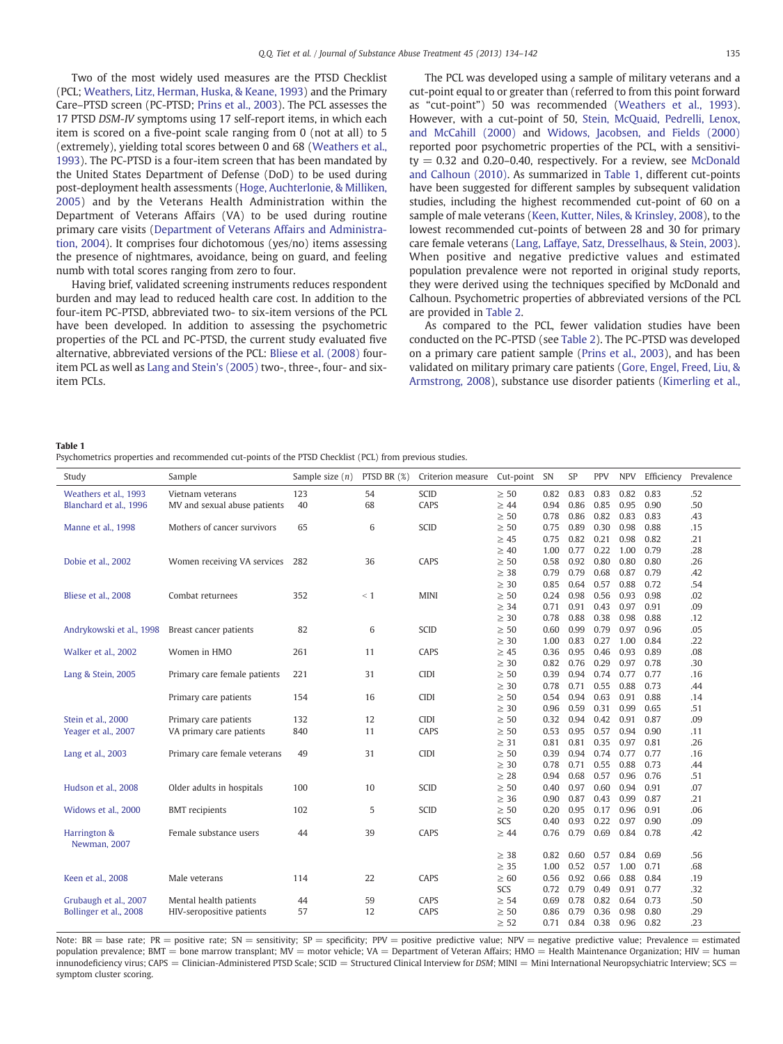Two of the most widely used measures are the PTSD Checklist (PCL; Weathers, Litz, Herman, Huska, & Keane, 1993) and the Primary Care–PTSD screen (PC-PTSD; Prins et al., 2003). The PCL assesses the 17 PTSD *DSM-IV* symptoms using 17 self-report items, in which each item is scored on a five-point scale ranging from 0 (not at all) to 5 (extremely), yielding total scores between 0 and 68 (Weathers et al., 1993). The PC-PTSD is a four-item screen that has been mandated by the United States Department of Defense (DoD) to be used during post-deployment health assessments (Hoge, Auchterlonie, & Milliken, 2005) and by the Veterans Health Administration within the Department of Veterans Affairs (VA) to be used during routine primary care visits (Department of Veterans Affairs and Administration, 2004). It comprises four dichotomous (yes/no) items assessing the presence of nightmares, avoidance, being on guard, and feeling numb with total scores ranging from zero to four.

Having brief, validated screening instruments reduces respondent burden and may lead to reduced health care cost. In addition to the four-item PC-PTSD, abbreviated two- to six-item versions of the PCL have been developed. In addition to assessing the psychometric properties of the PCL and PC-PTSD, the current study evaluated five alternative, abbreviated versions of the PCL: Bliese et al. (2008) four-item PCL as well as Lang and Stein's (2005) two-, three-, four- and six-item PCLs.

The PCL was developed using a sample of military veterans and a cut-point equal to or greater than (referred to from this point forward as "cut-point") 50 was recommended (Weathers et al., 1993). However, with a cut-point of 50, Stein, McQuaid, Pedrelli, Lenox, and McCahill (2000) and Widows, Jacobsen, and Fields (2000) reported poor psychometric properties of the PCL, with a sensitivity = 0.32 and 0.20–0.40, respectively. For a review, see McDonald and Calhoun (2010). As summarized in Table 1, different cut-points have been suggested for different samples by subsequent validation studies, including the highest recommended cut-point of 60 on a sample of male veterans (Keen, Kutter, Niles, & Krinsley, 2008), to the lowest recommended cut-points of between 28 and 30 for primary care female veterans (Lang, Laffaye, Satz, Dresselhaus, & Stein, 2003). When positive and negative predictive values and estimated population prevalence were not reported in original study reports, they were derived using the techniques specified by McDonald and Calhoun. Psychometric properties of abbreviated versions of the PCL are provided in Table 2.

As compared to the PCL, fewer validation studies have been conducted on the PC-PTSD (see Table 2). The PC-PTSD was developed on a primary care patient sample (Prins et al., 2003), and has been validated on military primary care patients (Gore, Engel, Freed, Liu, & Armstrong, 2008), substance use disorder patients (Kimerling et al.,

**Table 1**
Psychometrics properties and recommended cut-points of the PTSD Checklist (PCL) from previous studies.

| Study | Sample | Sample size (*n*) | PTSD BR (%) | Criterion measure | Cut-point | SN | SP | PPV | NPV | Efficiency | Prevalence |
|---|---|---|---|---|---|---|---|---|---|---|---|
| Weathers et al., 1993 | Vietnam veterans | 123 | 54 | SCID | ≥ 50 | 0.82 | 0.83 | 0.83 | 0.82 | 0.83 | .52 |
| Blanchard et al., 1996 | MV and sexual abuse patients | 40 | 68 | CAPS | ≥ 44 | 0.94 | 0.86 | 0.85 | 0.95 | 0.90 | .50 |
| | | | | | ≥ 50 | 0.78 | 0.86 | 0.82 | 0.83 | 0.83 | .43 |
| Manne et al., 1998 | Mothers of cancer survivors | 65 | 6 | SCID | ≥ 50 | 0.75 | 0.89 | 0.30 | 0.98 | 0.88 | .15 |
| | | | | | ≥ 45 | 0.75 | 0.82 | 0.21 | 0.98 | 0.82 | .21 |
| | | | | | ≥ 40 | 1.00 | 0.77 | 0.22 | 1.00 | 0.79 | .28 |
| Dobie et al., 2002 | Women receiving VA services | 282 | 36 | CAPS | ≥ 50 | 0.58 | 0.92 | 0.80 | 0.80 | 0.80 | .26 |
| | | | | | ≥ 38 | 0.79 | 0.79 | 0.68 | 0.87 | 0.79 | .42 |
| | | | | | ≥ 30 | 0.85 | 0.64 | 0.57 | 0.88 | 0.72 | .54 |
| Bliese et al., 2008 | Combat returnees | 352 | < 1 | MINI | ≥ 50 | 0.24 | 0.98 | 0.56 | 0.93 | 0.98 | .02 |
| | | | | | ≥ 34 | 0.71 | 0.91 | 0.43 | 0.97 | 0.91 | .09 |
| | | | | | ≥ 30 | 0.78 | 0.88 | 0.38 | 0.98 | 0.88 | .12 |
| Andrykowski et al., 1998 | Breast cancer patients | 82 | 6 | SCID | ≥ 50 | 0.60 | 0.99 | 0.79 | 0.97 | 0.96 | .05 |
| | | | | | ≥ 30 | 1.00 | 0.83 | 0.27 | 1.00 | 0.84 | .22 |
| Walker et al., 2002 | Women in HMO | 261 | 11 | CAPS | ≥ 45 | 0.36 | 0.95 | 0.46 | 0.93 | 0.89 | .08 |
| | | | | | ≥ 30 | 0.82 | 0.76 | 0.29 | 0.97 | 0.78 | .30 |
| Lang & Stein, 2005 | Primary care female patients | 221 | 31 | CIDI | ≥ 50 | 0.39 | 0.94 | 0.74 | 0.77 | 0.77 | .16 |
| | | | | | ≥ 30 | 0.78 | 0.71 | 0.55 | 0.88 | 0.73 | .44 |
| | Primary care patients | 154 | 16 | CIDI | ≥ 50 | 0.54 | 0.94 | 0.63 | 0.91 | 0.88 | .14 |
| | | | | | ≥ 30 | 0.96 | 0.59 | 0.31 | 0.99 | 0.65 | .51 |
| Stein et al., 2000 | Primary care patients | 132 | 12 | CIDI | ≥ 50 | 0.32 | 0.94 | 0.42 | 0.91 | 0.87 | .09 |
| Yeager et al., 2007 | VA primary care patients | 840 | 11 | CAPS | ≥ 50 | 0.53 | 0.95 | 0.57 | 0.94 | 0.90 | .11 |
| | | | | | ≥ 31 | 0.81 | 0.81 | 0.35 | 0.97 | 0.81 | .26 |
| Lang et al., 2003 | Primary care female veterans | 49 | 31 | CIDI | ≥ 50 | 0.39 | 0.94 | 0.74 | 0.77 | 0.77 | .16 |
| | | | | | ≥ 30 | 0.78 | 0.71 | 0.55 | 0.88 | 0.73 | .44 |
| | | | | | ≥ 28 | 0.94 | 0.68 | 0.57 | 0.96 | 0.76 | .51 |
| Hudson et al., 2008 | Older adults in hospitals | 100 | 10 | SCID | ≥ 50 | 0.40 | 0.97 | 0.60 | 0.94 | 0.91 | .07 |
| | | | | | ≥ 36 | 0.90 | 0.87 | 0.43 | 0.99 | 0.87 | .21 |
| Widows et al., 2000 | BMT recipients | 102 | 5 | SCID | ≥ 50 | 0.20 | 0.95 | 0.17 | 0.96 | 0.91 | .06 |
| | | | | | SCS | 0.40 | 0.93 | 0.22 | 0.97 | 0.90 | .09 |
| Harrington & Newman, 2007 | Female substance users | 44 | 39 | CAPS | ≥ 44 | 0.76 | 0.79 | 0.69 | 0.84 | 0.78 | .42 |
| | | | | | ≥ 38 | 0.82 | 0.60 | 0.57 | 0.84 | 0.69 | .56 |
| | | | | | ≥ 35 | 1.00 | 0.52 | 0.57 | 1.00 | 0.71 | .68 |
| Keen et al., 2008 | Male veterans | 114 | 22 | CAPS | ≥ 60 | 0.56 | 0.92 | 0.66 | 0.88 | 0.84 | .19 |
| | | | | | SCS | 0.72 | 0.79 | 0.49 | 0.91 | 0.77 | .32 |
| Grubaugh et al., 2007 | Mental health patients | 44 | 59 | CAPS | ≥ 54 | 0.69 | 0.78 | 0.82 | 0.64 | 0.73 | .50 |
| Bollinger et al., 2008 | HIV-seropositive patients | 57 | 12 | CAPS | ≥ 50 | 0.86 | 0.79 | 0.36 | 0.98 | 0.80 | .29 |
| | | | | | ≥ 52 | 0.71 | 0.84 | 0.38 | 0.96 | 0.82 | .23 |

Note: BR = base rate; PR = positive rate; SN = sensitivity; SP = specificity; PPV = positive predictive value; NPV = negative predictive value; Prevalence = estimated population prevalence; BMT = bone marrow transplant; MV = motor vehicle; VA = Department of Veteran Affairs; HMO = Health Maintenance Organization; HIV = human innunodeficiency virus; CAPS = Clinician-Administered PTSD Scale; SCID = Structured Clinical Interview for *DSM*; MINI = Mini International Neuropsychiatric Interview; SCS = symptom cluster scoring.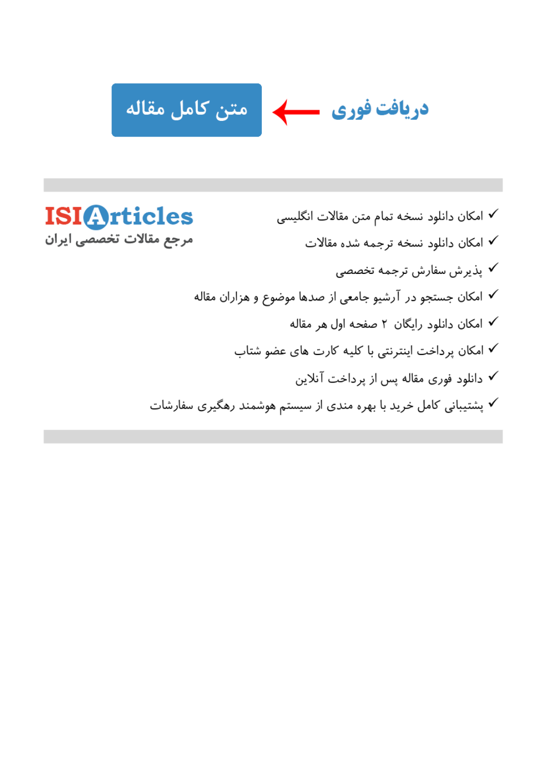دریافت فوری ← متن کامل مقاله

**ISIArticles**
مرجع مقالات تخصصی ایران

- ✓ امکان دانلود نسخه تمام متن مقالات انگلیسی
- ✓ امکان دانلود نسخه ترجمه شده مقالات
- ✓ پذیرش سفارش ترجمه تخصصی
- ✓ امکان جستجو در آرشیو جامعی از صدها موضوع و هزاران مقاله
- ✓ امکان دانلود رایگان ۲ صفحه اول هر مقاله
- ✓ امکان پرداخت اینترنتی با کلیه کارت های عضو شتاب
- ✓ دانلود فوری مقاله پس از پرداخت آنلاین
- ✓ پشتیبانی کامل خرید با بهره مندی از سیستم هوشمند رهگیری سفارشات